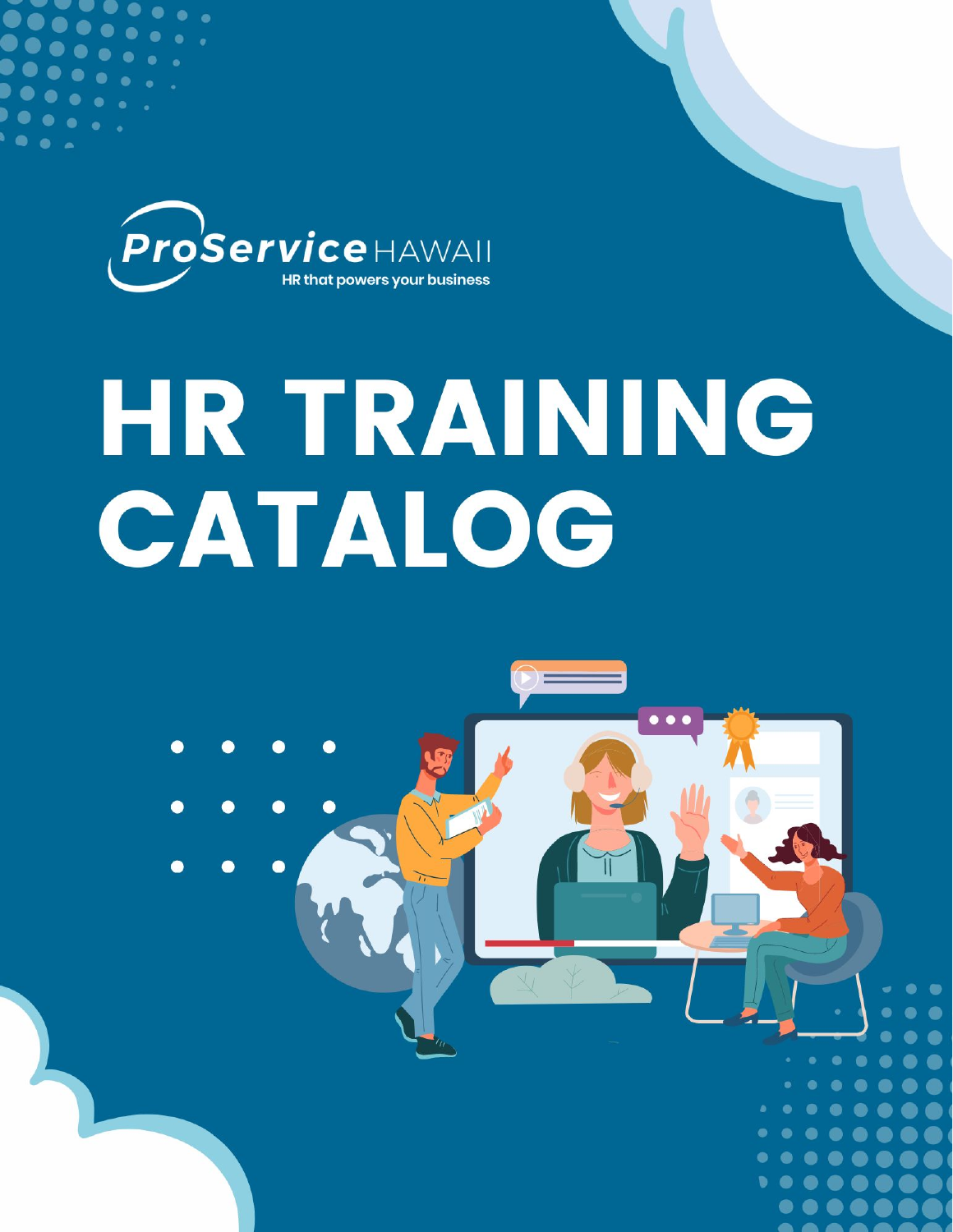ProService HAWAII

HR that powers your business

# HR TRAINING CATALOG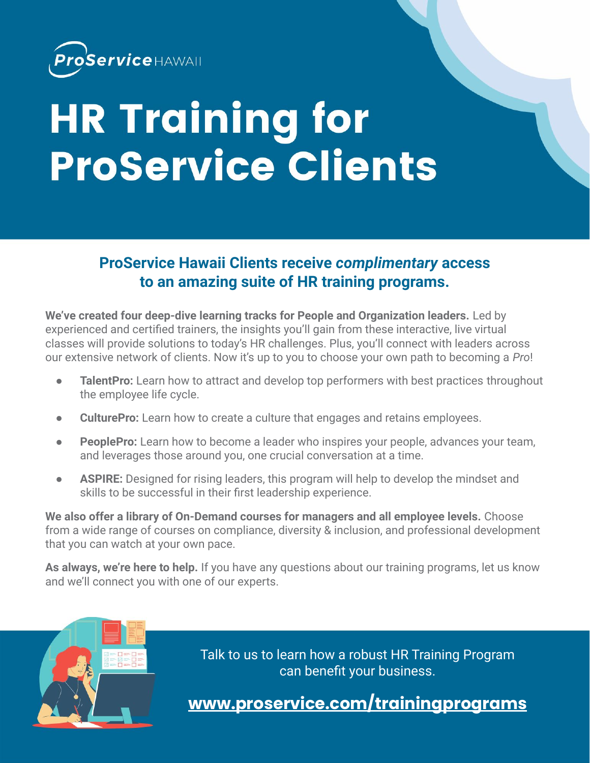ProServiceHAWAII

# HR Training for ProService Clients

## ProService Hawaii Clients receive *complimentary* access to an amazing suite of HR training programs.

**We've created four deep-dive learning tracks for People and Organization leaders.** Led by experienced and certified trainers, the insights you'll gain from these interactive, live virtual classes will provide solutions to today's HR challenges. Plus, you'll connect with leaders across our extensive network of clients. Now it's up to you to choose your own path to becoming a *Pro*!

- **TalentPro:** Learn how to attract and develop top performers with best practices throughout the employee life cycle.
- **CulturePro:** Learn how to create a culture that engages and retains employees.
- **PeoplePro:** Learn how to become a leader who inspires your people, advances your team, and leverages those around you, one crucial conversation at a time.
- **ASPIRE:** Designed for rising leaders, this program will help to develop the mindset and skills to be successful in their first leadership experience.

**We also offer a library of On-Demand courses for managers and all employee levels.** Choose from a wide range of courses on compliance, diversity & inclusion, and professional development that you can watch at your own pace.

**As always, we're here to help.** If you have any questions about our training programs, let us know and we'll connect you with one of our experts.

Talk to us to learn how a robust HR Training Program can benefit your business.

**www.proservice.com/trainingprograms**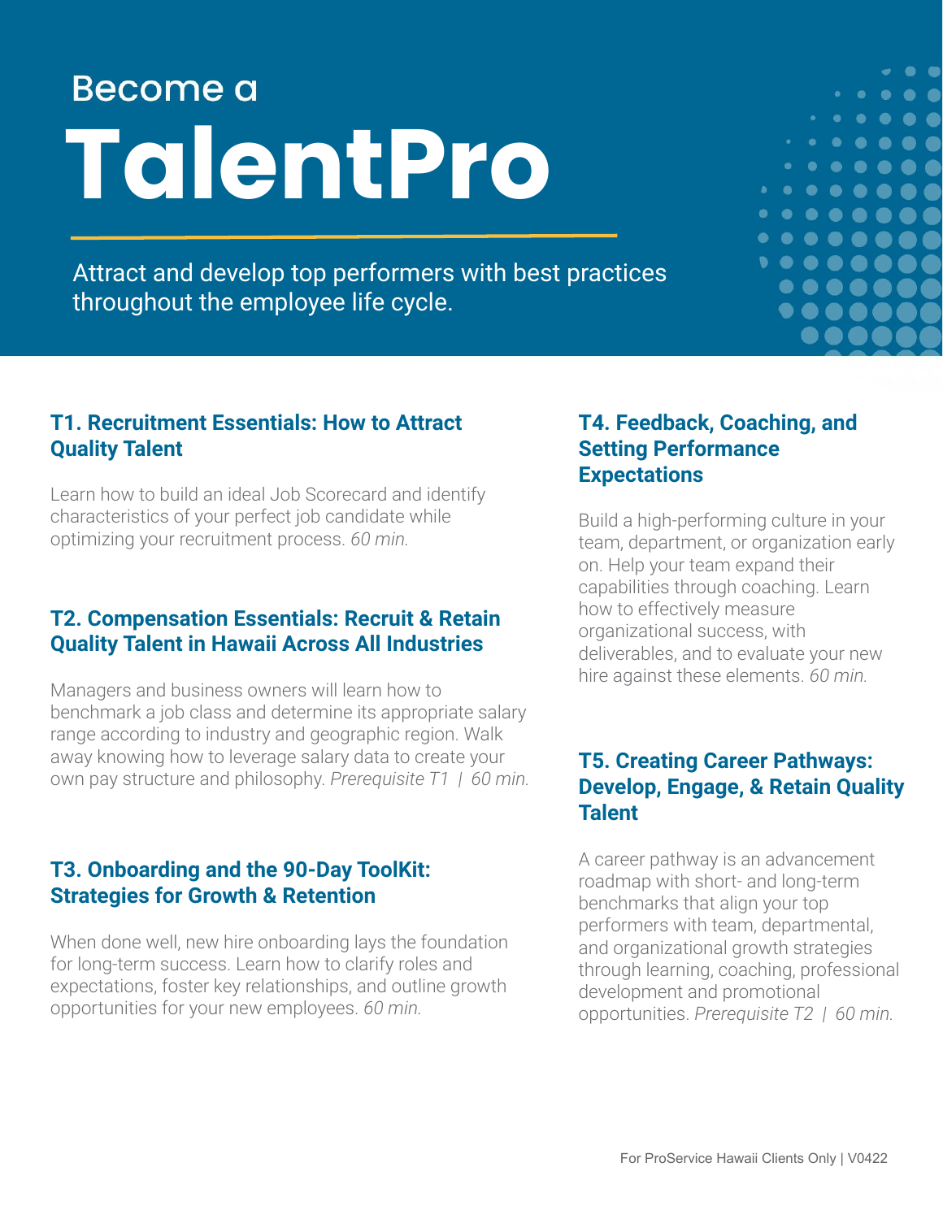Become a

# TalentPro

Attract and develop top performers with best practices throughout the employee life cycle.

### T1. Recruitment Essentials: How to Attract Quality Talent

Learn how to build an ideal Job Scorecard and identify characteristics of your perfect job candidate while optimizing your recruitment process. *60 min.*

### T2. Compensation Essentials: Recruit & Retain Quality Talent in Hawaii Across All Industries

Managers and business owners will learn how to benchmark a job class and determine its appropriate salary range according to industry and geographic region. Walk away knowing how to leverage salary data to create your own pay structure and philosophy. *Prerequisite T1 | 60 min.*

### T3. Onboarding and the 90-Day ToolKit: Strategies for Growth & Retention

When done well, new hire onboarding lays the foundation for long-term success. Learn how to clarify roles and expectations, foster key relationships, and outline growth opportunities for your new employees. *60 min.*

### T4. Feedback, Coaching, and Setting Performance Expectations

Build a high-performing culture in your team, department, or organization early on. Help your team expand their capabilities through coaching. Learn how to effectively measure organizational success, with deliverables, and to evaluate your new hire against these elements. *60 min.*

### T5. Creating Career Pathways: Develop, Engage, & Retain Quality Talent

A career pathway is an advancement roadmap with short- and long-term benchmarks that align your top performers with team, departmental, and organizational growth strategies through learning, coaching, professional development and promotional opportunities. *Prerequisite T2 | 60 min.*

For ProService Hawaii Clients Only | V0422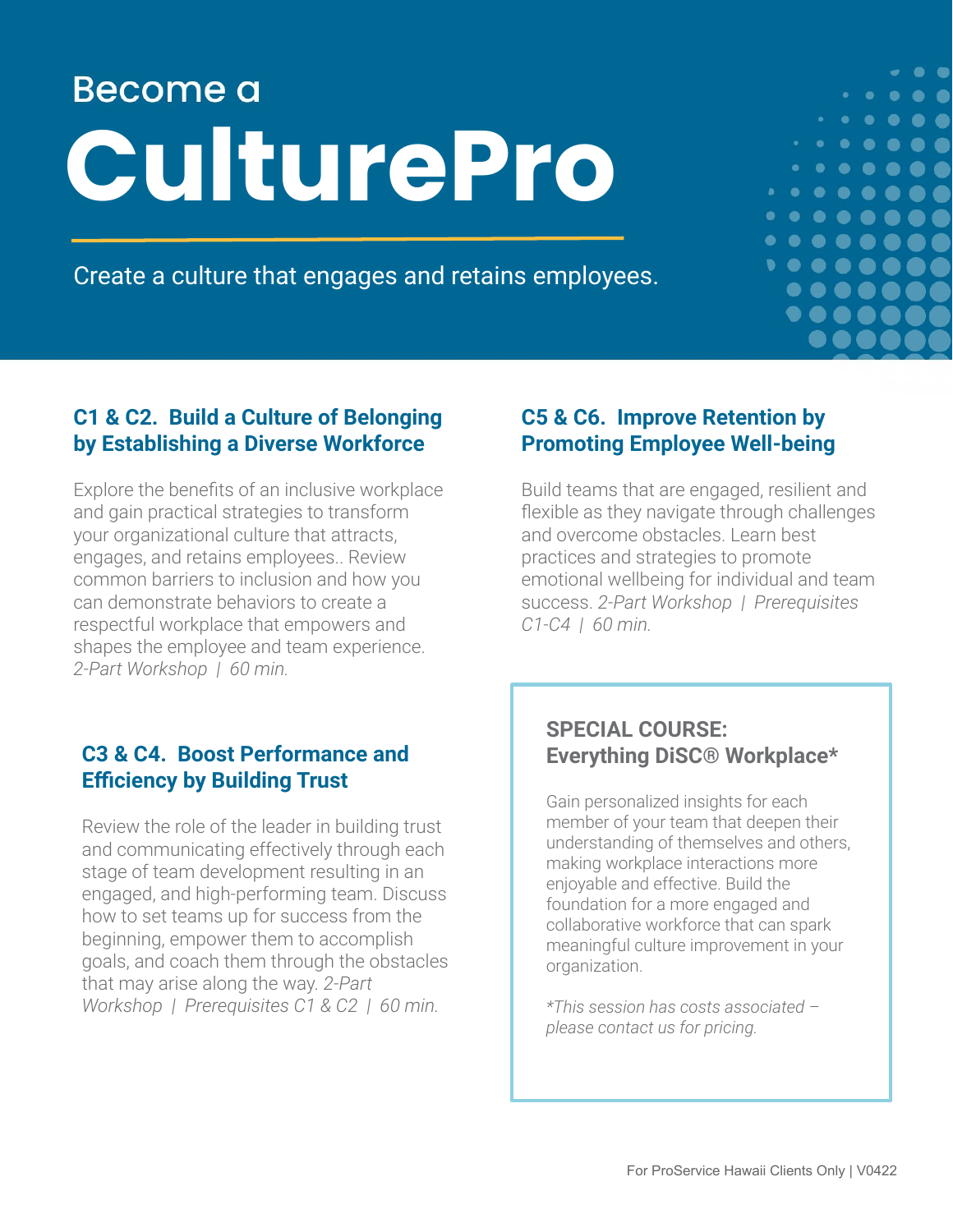Become a

# CulturePro

Create a culture that engages and retains employees.

## C1 & C2. Build a Culture of Belonging by Establishing a Diverse Workforce

Explore the benefits of an inclusive workplace and gain practical strategies to transform your organizational culture that attracts, engages, and retains employees.. Review common barriers to inclusion and how you can demonstrate behaviors to create a respectful workplace that empowers and shapes the employee and team experience. *2-Part Workshop | 60 min.*

## C3 & C4. Boost Performance and Efficiency by Building Trust

Review the role of the leader in building trust and communicating effectively through each stage of team development resulting in an engaged, and high-performing team. Discuss how to set teams up for success from the beginning, empower them to accomplish goals, and coach them through the obstacles that may arise along the way. *2-Part Workshop | Prerequisites C1 & C2 | 60 min.*

## C5 & C6. Improve Retention by Promoting Employee Well-being

Build teams that are engaged, resilient and flexible as they navigate through challenges and overcome obstacles. Learn best practices and strategies to promote emotional wellbeing for individual and team success. *2-Part Workshop | Prerequisites C1-C4 | 60 min.*

## SPECIAL COURSE: Everything DiSC® Workplace*

Gain personalized insights for each member of your team that deepen their understanding of themselves and others, making workplace interactions more enjoyable and effective. Build the foundation for a more engaged and collaborative workforce that can spark meaningful culture improvement in your organization.

*\*This session has costs associated – please contact us for pricing.*

For ProService Hawaii Clients Only | V0422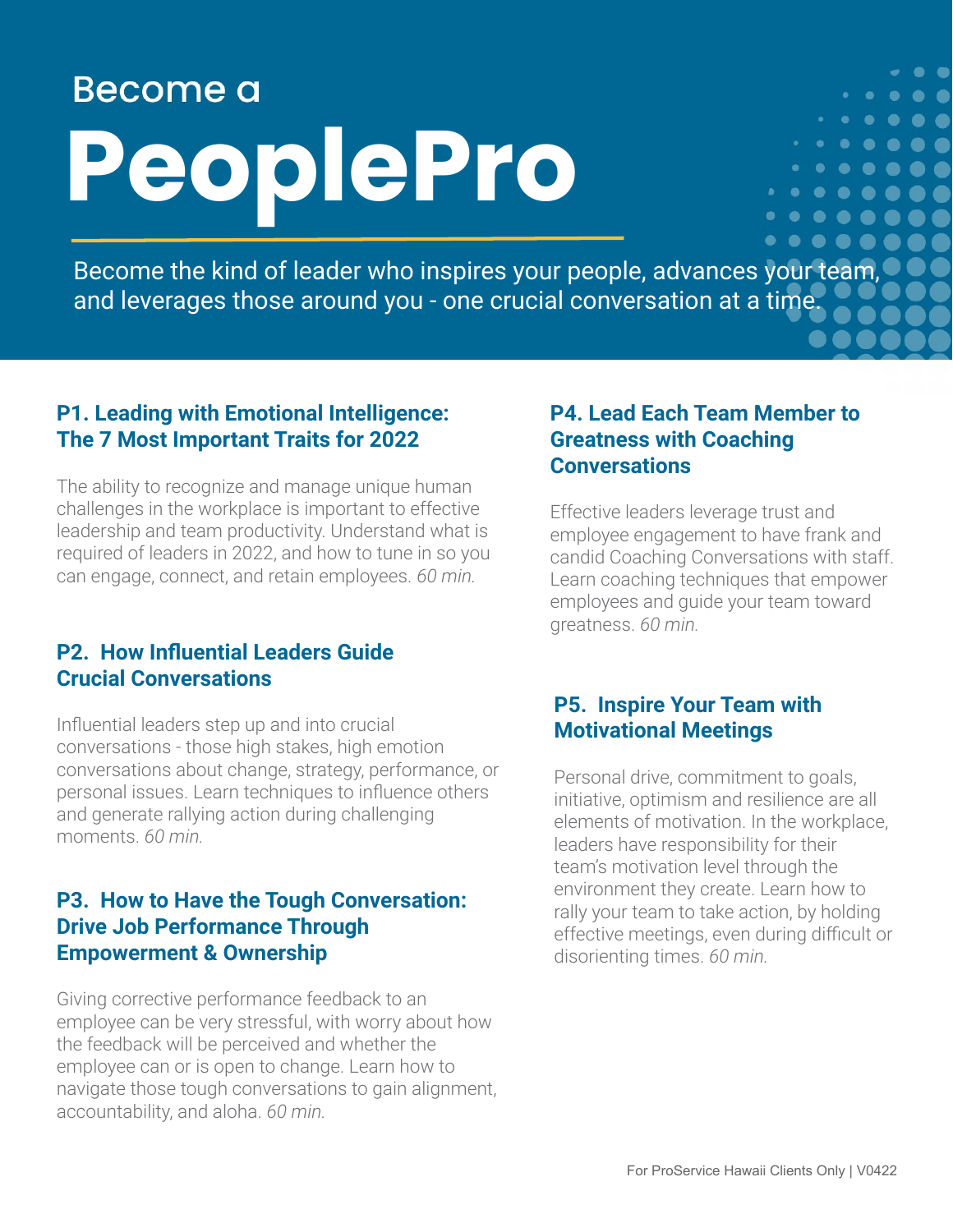Become a

# PeoplePro

Become the kind of leader who inspires your people, advances your team, and leverages those around you - one crucial conversation at a time.

### P1. Leading with Emotional Intelligence: The 7 Most Important Traits for 2022

The ability to recognize and manage unique human challenges in the workplace is important to effective leadership and team productivity. Understand what is required of leaders in 2022, and how to tune in so you can engage, connect, and retain employees. *60 min.*

### P2. How Influential Leaders Guide Crucial Conversations

Influential leaders step up and into crucial conversations - those high stakes, high emotion conversations about change, strategy, performance, or personal issues. Learn techniques to influence others and generate rallying action during challenging moments. *60 min.*

### P3. How to Have the Tough Conversation: Drive Job Performance Through Empowerment & Ownership

Giving corrective performance feedback to an employee can be very stressful, with worry about how the feedback will be perceived and whether the employee can or is open to change. Learn how to navigate those tough conversations to gain alignment, accountability, and aloha. *60 min.*

### P4. Lead Each Team Member to Greatness with Coaching Conversations

Effective leaders leverage trust and employee engagement to have frank and candid Coaching Conversations with staff. Learn coaching techniques that empower employees and guide your team toward greatness. *60 min.*

### P5. Inspire Your Team with Motivational Meetings

Personal drive, commitment to goals, initiative, optimism and resilience are all elements of motivation. In the workplace, leaders have responsibility for their team's motivation level through the environment they create. Learn how to rally your team to take action, by holding effective meetings, even during difficult or disorienting times. *60 min.*

For ProService Hawaii Clients Only | V0422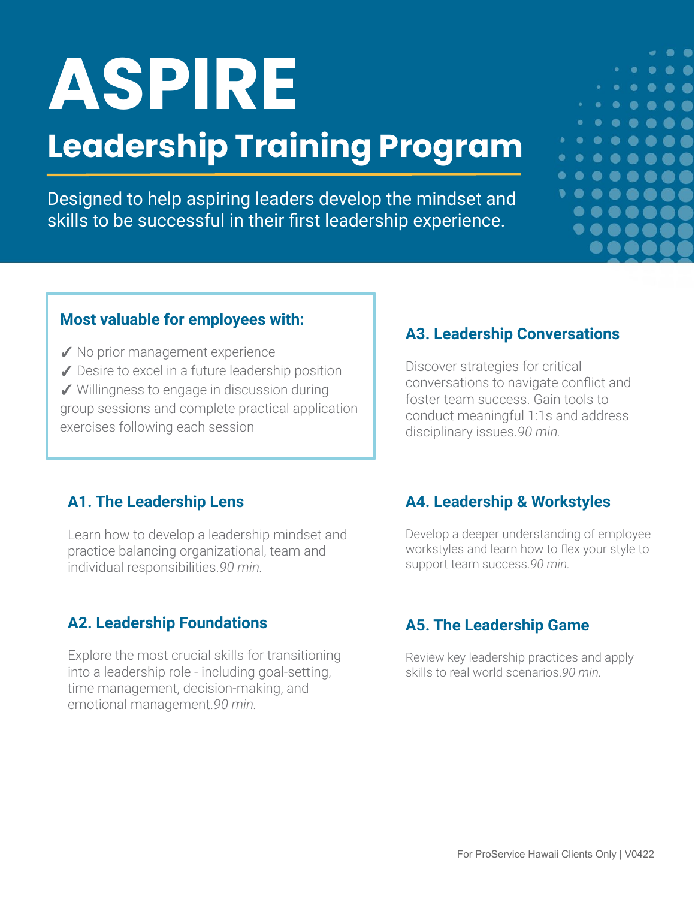# ASPIRE

## Leadership Training Program

Designed to help aspiring leaders develop the mindset and skills to be successful in their first leadership experience.

### Most valuable for employees with:

✓ No prior management experience
✓ Desire to excel in a future leadership position
✓ Willingness to engage in discussion during group sessions and complete practical application exercises following each session

### A1. The Leadership Lens

Learn how to develop a leadership mindset and practice balancing organizational, team and individual responsibilities. *90 min.*

### A2. Leadership Foundations

Explore the most crucial skills for transitioning into a leadership role - including goal-setting, time management, decision-making, and emotional management. *90 min.*

### A3. Leadership Conversations

Discover strategies for critical conversations to navigate conflict and foster team success. Gain tools to conduct meaningful 1:1s and address disciplinary issues. *90 min.*

### A4. Leadership & Workstyles

Develop a deeper understanding of employee workstyles and learn how to flex your style to support team success. *90 min.*

### A5. The Leadership Game

Review key leadership practices and apply skills to real world scenarios. *90 min.*

For ProService Hawaii Clients Only | V0422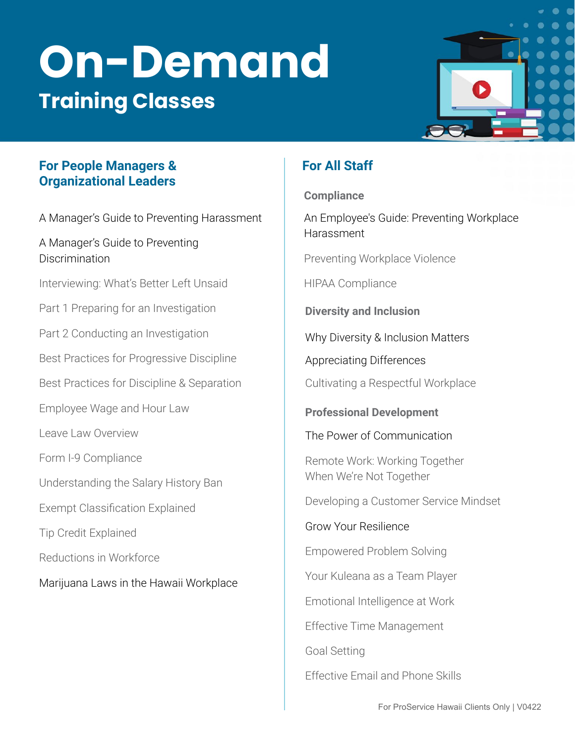# On-Demand

## Training Classes

### For People Managers & Organizational Leaders

A Manager's Guide to Preventing Harassment

A Manager's Guide to Preventing Discrimination

Interviewing: What's Better Left Unsaid

Part 1 Preparing for an Investigation

Part 2 Conducting an Investigation

Best Practices for Progressive Discipline

Best Practices for Discipline & Separation

Employee Wage and Hour Law

Leave Law Overview

Form I-9 Compliance

Understanding the Salary History Ban

Exempt Classification Explained

Tip Credit Explained

Reductions in Workforce

Marijuana Laws in the Hawaii Workplace

### For All Staff

#### Compliance

An Employee's Guide: Preventing Workplace Harassment

Preventing Workplace Violence

HIPAA Compliance

#### Diversity and Inclusion

Why Diversity & Inclusion Matters

Appreciating Differences

Cultivating a Respectful Workplace

#### Professional Development

The Power of Communication

Remote Work: Working Together When We're Not Together

Developing a Customer Service Mindset

Grow Your Resilience

Empowered Problem Solving

Your Kuleana as a Team Player

Emotional Intelligence at Work

Effective Time Management

Goal Setting

Effective Email and Phone Skills

For ProService Hawaii Clients Only | V0422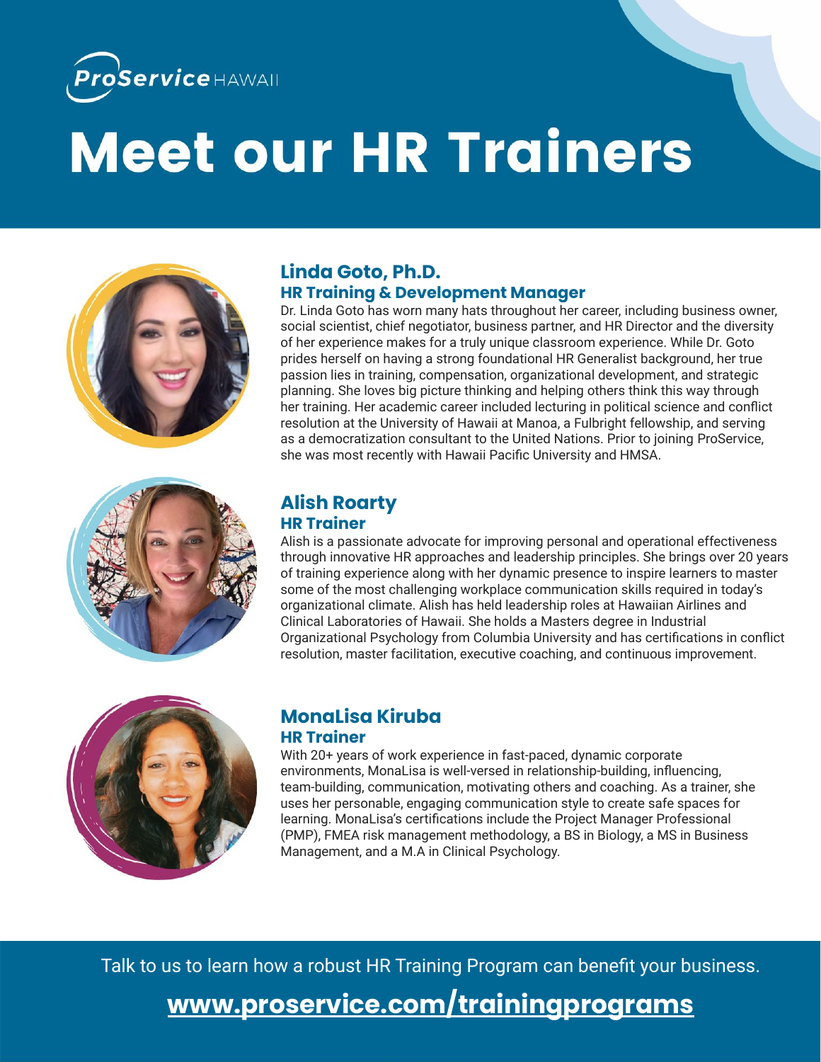ProService HAWAII

# Meet our HR Trainers

## Linda Goto, Ph.D.

### HR Training & Development Manager

Dr. Linda Goto has worn many hats throughout her career, including business owner, social scientist, chief negotiator, business partner, and HR Director and the diversity of her experience makes for a truly unique classroom experience. While Dr. Goto prides herself on having a strong foundational HR Generalist background, her true passion lies in training, compensation, organizational development, and strategic planning. She loves big picture thinking and helping others think this way through her training. Her academic career included lecturing in political science and conflict resolution at the University of Hawaii at Manoa, a Fulbright fellowship, and serving as a democratization consultant to the United Nations. Prior to joining ProService, she was most recently with Hawaii Pacific University and HMSA.

## Alish Roarty

### HR Trainer

Alish is a passionate advocate for improving personal and operational effectiveness through innovative HR approaches and leadership principles. She brings over 20 years of training experience along with her dynamic presence to inspire learners to master some of the most challenging workplace communication skills required in today's organizational climate. Alish has held leadership roles at Hawaiian Airlines and Clinical Laboratories of Hawaii. She holds a Masters degree in Industrial Organizational Psychology from Columbia University and has certifications in conflict resolution, master facilitation, executive coaching, and continuous improvement.

## MonaLisa Kiruba

### HR Trainer

With 20+ years of work experience in fast-paced, dynamic corporate environments, MonaLisa is well-versed in relationship-building, influencing, team-building, communication, motivating others and coaching. As a trainer, she uses her personable, engaging communication style to create safe spaces for learning. MonaLisa's certifications include the Project Manager Professional (PMP), FMEA risk management methodology, a BS in Biology, a MS in Business Management, and a M.A in Clinical Psychology.

Talk to us to learn how a robust HR Training Program can benefit your business.

**www.proservice.com/trainingprograms**